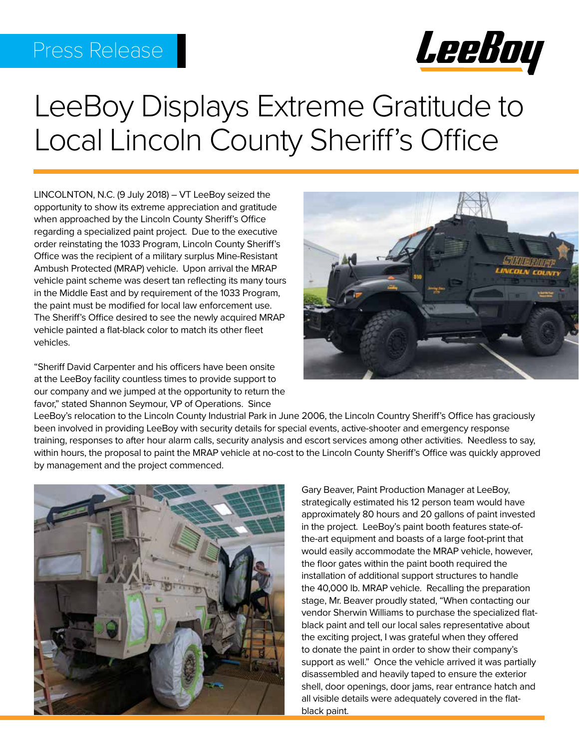Press Release

# LeeBoy Displays Extreme Gratitude to Local Lincoln County Sheriff's Office

LINCOLNTON, N.C. (9 July 2018) – VT LeeBoy seized the opportunity to show its extreme appreciation and gratitude when approached by the Lincoln County Sheriff's Office regarding a specialized paint project. Due to the executive order reinstating the 1033 Program, Lincoln County Sheriff's Office was the recipient of a military surplus Mine-Resistant Ambush Protected (MRAP) vehicle. Upon arrival the MRAP vehicle paint scheme was desert tan reflecting its many tours in the Middle East and by requirement of the 1033 Program, the paint must be modified for local law enforcement use. The Sheriff's Office desired to see the newly acquired MRAP vehicle painted a flat-black color to match its other fleet vehicles.

"Sheriff David Carpenter and his officers have been onsite at the LeeBoy facility countless times to provide support to our company and we jumped at the opportunity to return the favor," stated Shannon Seymour, VP of Operations. Since LeeBoy's relocation to the Lincoln County Industrial Park in June 2006, the Lincoln Country Sheriff's Office has graciously been involved in providing LeeBoy with security details for special events, active-shooter and emergency response training, responses to after hour alarm calls, security analysis and escort services among other activities. Needless to say, within hours, the proposal to paint the MRAP vehicle at no-cost to the Lincoln County Sheriff's Office was quickly approved by management and the project commenced.

Gary Beaver, Paint Production Manager at LeeBoy, strategically estimated his 12 person team would have approximately 80 hours and 20 gallons of paint invested in the project. LeeBoy's paint booth features state-of-the-art equipment and boasts of a large foot-print that would easily accommodate the MRAP vehicle, however, the floor gates within the paint booth required the installation of additional support structures to handle the 40,000 lb. MRAP vehicle. Recalling the preparation stage, Mr. Beaver proudly stated, "When contacting our vendor Sherwin Williams to purchase the specialized flat-black paint and tell our local sales representative about the exciting project, I was grateful when they offered to donate the paint in order to show their company's support as well." Once the vehicle arrived it was partially disassembled and heavily taped to ensure the exterior shell, door openings, door jams, rear entrance hatch and all visible details were adequately covered in the flat-black paint.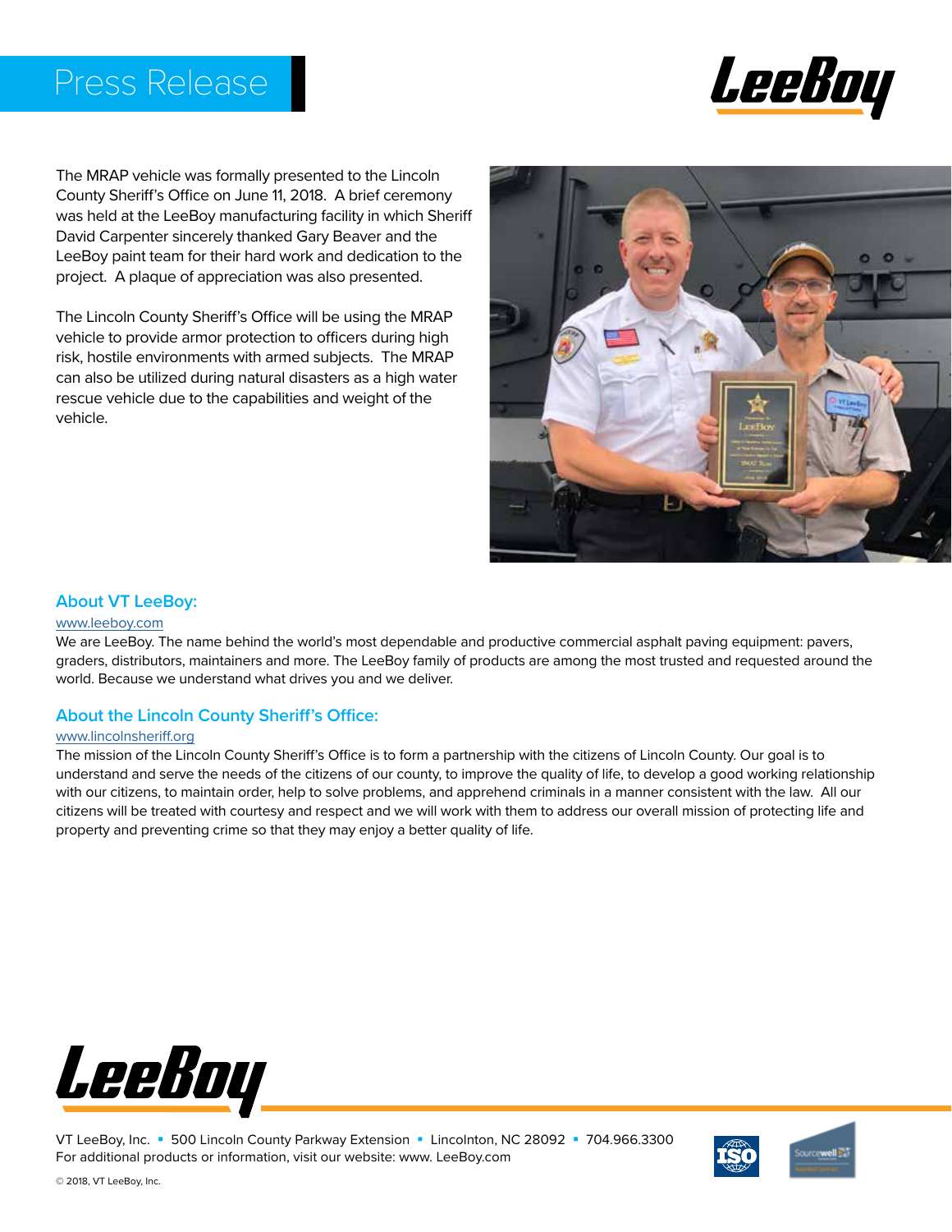# Press Release

The MRAP vehicle was formally presented to the Lincoln County Sheriff's Office on June 11, 2018. A brief ceremony was held at the LeeBoy manufacturing facility in which Sheriff David Carpenter sincerely thanked Gary Beaver and the LeeBoy paint team for their hard work and dedication to the project. A plaque of appreciation was also presented.

The Lincoln County Sheriff's Office will be using the MRAP vehicle to provide armor protection to officers during high risk, hostile environments with armed subjects. The MRAP can also be utilized during natural disasters as a high water rescue vehicle due to the capabilities and weight of the vehicle.

## About VT LeeBoy:

www.leeboy.com

We are LeeBoy. The name behind the world's most dependable and productive commercial asphalt paving equipment: pavers, graders, distributors, maintainers and more. The LeeBoy family of products are among the most trusted and requested around the world. Because we understand what drives you and we deliver.

## About the Lincoln County Sheriff's Office:

www.lincolnsheriff.org

The mission of the Lincoln County Sheriff's Office is to form a partnership with the citizens of Lincoln County. Our goal is to understand and serve the needs of the citizens of our county, to improve the quality of life, to develop a good working relationship with our citizens, to maintain order, help to solve problems, and apprehend criminals in a manner consistent with the law. All our citizens will be treated with courtesy and respect and we will work with them to address our overall mission of protecting life and property and preventing crime so that they may enjoy a better quality of life.

VT LeeBoy, Inc. ▪ 500 Lincoln County Parkway Extension ▪ Lincolnton, NC 28092 ▪ 704.966.3300
For additional products or information, visit our website: www. LeeBoy.com

© 2018, VT LeeBoy, Inc.